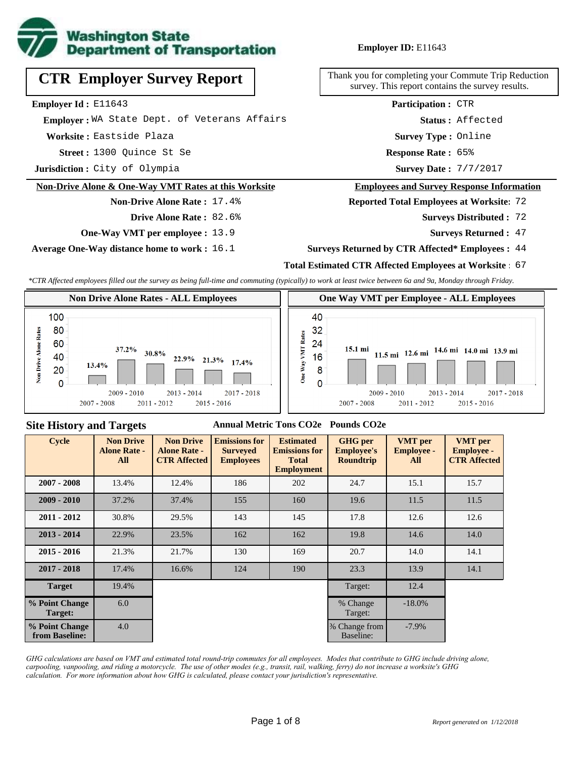**Washington State Department of Transportation**

**Employer ID:** E11643

# CTR Employer Survey Report

Thank you for completing your Commute Trip Reduction survey. This report contains the survey results.

**Employer Id :** E11643
**Employer :** WA State Dept. of Veterans Affairs
**Worksite :** Eastside Plaza
**Street :** 1300 Quince St Se
**Jurisdiction :** City of Olympia

**Participation :** CTR
**Status :** Affected
**Survey Type :** Online
**Response Rate :** 65%
**Survey Date :** 7/7/2017

## Non-Drive Alone & One-Way VMT Rates at this Worksite

**Non-Drive Alone Rate :** 17.4%
**Drive Alone Rate :** 82.6%
**One-Way VMT per employee :** 13.9
**Average One-Way distance home to work :** 16.1

## Employees and Survey Response Information

**Reported Total Employees at Worksite:** 72
**Surveys Distributed :** 72
**Surveys Returned :** 47
**Surveys Returned by CTR Affected* Employees :** 44
**Total Estimated CTR Affected Employees at Worksite :** 67

*CTR Affected employees filled out the survey as being full-time and commuting (typically) to work at least twice between 6a and 9a, Monday through Friday.*

**Non Drive Alone Rates - ALL Employees**

Non Drive Alone Rates
100
80
60
40
20
0
13.4%
37.2%
30.8%
22.9%
21.3%
17.4%
2007 - 2008
2009 - 2010
2011 - 2012
2013 - 2014
2015 - 2016
2017 - 2018

**One Way VMT per Employee - ALL Employees**

One Way VMT Rates
40
32
24
16
8
0
15.1 mi
11.5 mi
12.6 mi
14.6 mi
14.0 mi
13.9 mi
2007 - 2008
2009 - 2010
2011 - 2012
2013 - 2014
2015 - 2016
2017 - 2018

## Site History and Targets

| Cycle | Non Drive Alone Rate - All | Non Drive Alone Rate - CTR Affected | Annual Metric Tons CO2e: Emissions for Surveyed Employees | Annual Metric Tons CO2e: Estimated Emissions for Total Employment | Pounds CO2e: GHG per Employee's Roundtrip | VMT per Employee - All | VMT per Employee - CTR Affected |
|---|---|---|---|---|---|---|---|
| **2007 - 2008** | 13.4% | 12.4% | 186 | 202 | 24.7 | 15.1 | 15.7 |
| **2009 - 2010** | 37.2% | 37.4% | 155 | 160 | 19.6 | 11.5 | 11.5 |
| **2011 - 2012** | 30.8% | 29.5% | 143 | 145 | 17.8 | 12.6 | 12.6 |
| **2013 - 2014** | 22.9% | 23.5% | 162 | 162 | 19.8 | 14.6 | 14.0 |
| **2015 - 2016** | 21.3% | 21.7% | 130 | 169 | 20.7 | 14.0 | 14.1 |
| **2017 - 2018** | 17.4% | 16.6% | 124 | 190 | 23.3 | 13.9 | 14.1 |
| **Target** | 19.4% | | | | Target: | 12.4 | |
| **% Point Change Target:** | 6.0 | | | | % Change Target: | -18.0% | |
| **% Point Change from Baseline:** | 4.0 | | | | % Change from Baseline: | -7.9% | |

*GHG calculations are based on VMT and estimated total round-trip commutes for all employees. Modes that contribute to GHG include driving alone, carpooling, vanpooling, and riding a motorcycle. The use of other modes (e.g., transit, rail, walking, ferry) do not increase a worksite's GHG calculation. For more information about how GHG is calculated, please contact your jurisdiction's representative.*

*Report generated on 1/12/2018*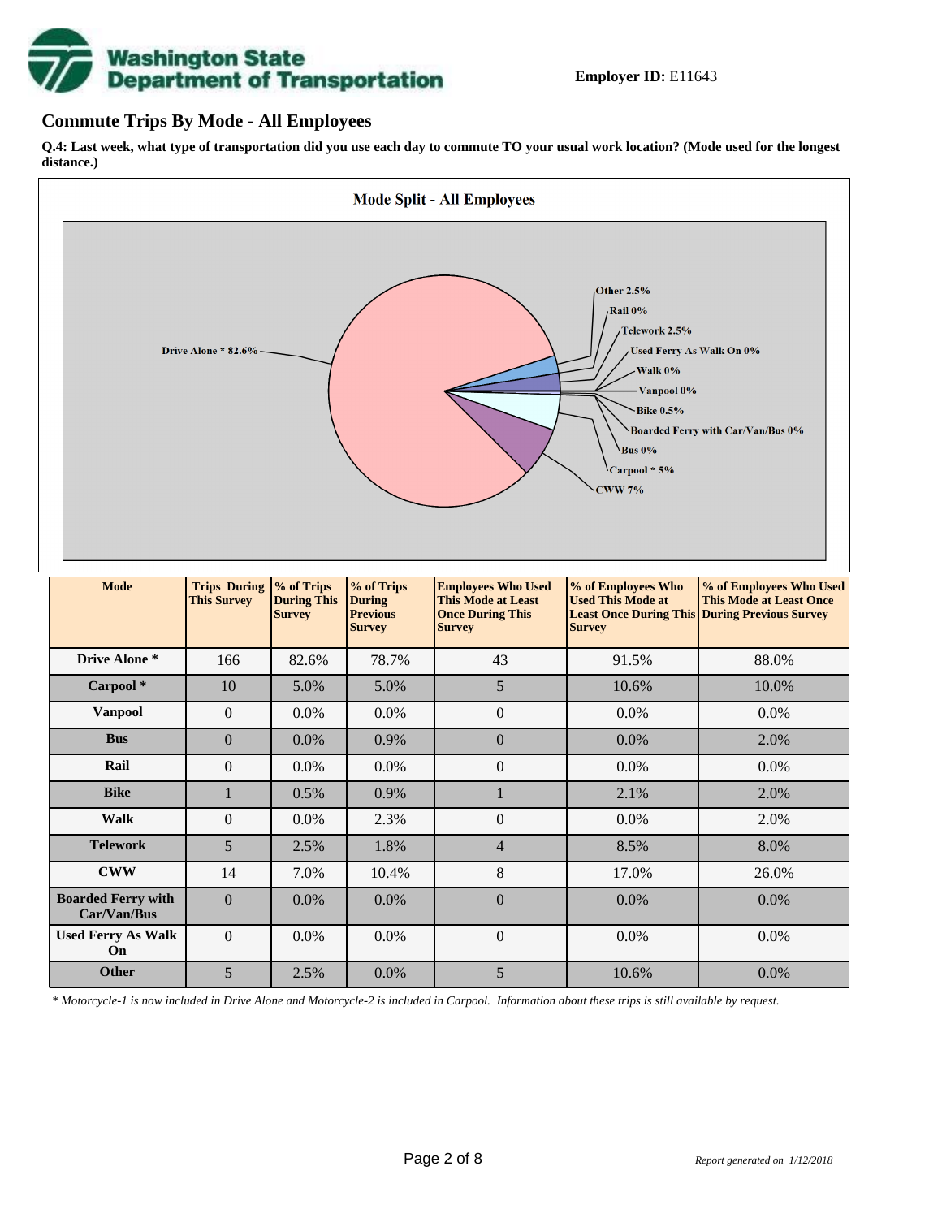**Employer ID:** E11643

## Commute Trips By Mode - All Employees

**Q.4: Last week, what type of transportation did you use each day to commute TO your usual work location? (Mode used for the longest distance.)**

Mode Split - All Employees

Drive Alone * 82.6%
Other 2.5%
Rail 0%
Telework 2.5%
Used Ferry As Walk On 0%
Walk 0%
Vanpool 0%
Bike 0.5%
Boarded Ferry with Car/Van/Bus 0%
Bus 0%
Carpool * 5%
CWW 7%

| Mode | Trips During This Survey | % of Trips During This Survey | % of Trips During Previous Survey | Employees Who Used This Mode at Least Once During This Survey | % of Employees Who Used This Mode at Least Once During This Survey | % of Employees Who Used This Mode at Least Once During Previous Survey |
|---|---|---|---|---|---|---|
| Drive Alone * | 166 | 82.6% | 78.7% | 43 | 91.5% | 88.0% |
| Carpool * | 10 | 5.0% | 5.0% | 5 | 10.6% | 10.0% |
| Vanpool | 0 | 0.0% | 0.0% | 0 | 0.0% | 0.0% |
| Bus | 0 | 0.0% | 0.9% | 0 | 0.0% | 2.0% |
| Rail | 0 | 0.0% | 0.0% | 0 | 0.0% | 0.0% |
| Bike | 1 | 0.5% | 0.9% | 1 | 2.1% | 2.0% |
| Walk | 0 | 0.0% | 2.3% | 0 | 0.0% | 2.0% |
| Telework | 5 | 2.5% | 1.8% | 4 | 8.5% | 8.0% |
| CWW | 14 | 7.0% | 10.4% | 8 | 17.0% | 26.0% |
| Boarded Ferry with Car/Van/Bus | 0 | 0.0% | 0.0% | 0 | 0.0% | 0.0% |
| Used Ferry As Walk On | 0 | 0.0% | 0.0% | 0 | 0.0% | 0.0% |
| Other | 5 | 2.5% | 0.0% | 5 | 10.6% | 0.0% |

*\* Motorcycle-1 is now included in Drive Alone and Motorcycle-2 is included in Carpool. Information about these trips is still available by request.*

*Report generated on 1/12/2018*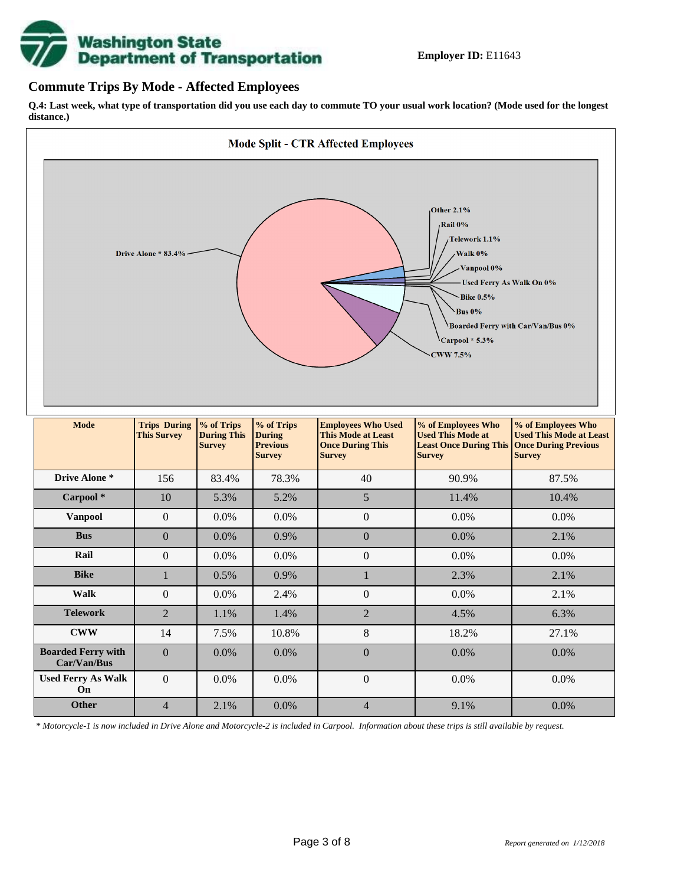**Employer ID:** E11643

## Commute Trips By Mode - Affected Employees

**Q.4: Last week, what type of transportation did you use each day to commute TO your usual work location? (Mode used for the longest distance.)**

**Mode Split - CTR Affected Employees**

Drive Alone * 83.4%
Other 2.1%
Rail 0%
Telework 1.1%
Walk 0%
Vanpool 0%
Used Ferry As Walk On 0%
Bike 0.5%
Bus 0%
Boarded Ferry with Car/Van/Bus 0%
Carpool * 5.3%
CWW 7.5%

| Mode | Trips During This Survey | % of Trips During This Survey | % of Trips During Previous Survey | Employees Who Used This Mode at Least Once During This Survey | % of Employees Who Used This Mode at Least Once During This Survey | % of Employees Who Used This Mode at Least Once During Previous Survey |
|---|---|---|---|---|---|---|
| **Drive Alone *** | 156 | 83.4% | 78.3% | 40 | 90.9% | 87.5% |
| **Carpool *** | 10 | 5.3% | 5.2% | 5 | 11.4% | 10.4% |
| **Vanpool** | 0 | 0.0% | 0.0% | 0 | 0.0% | 0.0% |
| **Bus** | 0 | 0.0% | 0.9% | 0 | 0.0% | 2.1% |
| **Rail** | 0 | 0.0% | 0.0% | 0 | 0.0% | 0.0% |
| **Bike** | 1 | 0.5% | 0.9% | 1 | 2.3% | 2.1% |
| **Walk** | 0 | 0.0% | 2.4% | 0 | 0.0% | 2.1% |
| **Telework** | 2 | 1.1% | 1.4% | 2 | 4.5% | 6.3% |
| **CWW** | 14 | 7.5% | 10.8% | 8 | 18.2% | 27.1% |
| **Boarded Ferry with Car/Van/Bus** | 0 | 0.0% | 0.0% | 0 | 0.0% | 0.0% |
| **Used Ferry As Walk On** | 0 | 0.0% | 0.0% | 0 | 0.0% | 0.0% |
| **Other** | 4 | 2.1% | 0.0% | 4 | 9.1% | 0.0% |

*\* Motorcycle-1 is now included in Drive Alone and Motorcycle-2 is included in Carpool. Information about these trips is still available by request.*

*Report generated on 1/12/2018*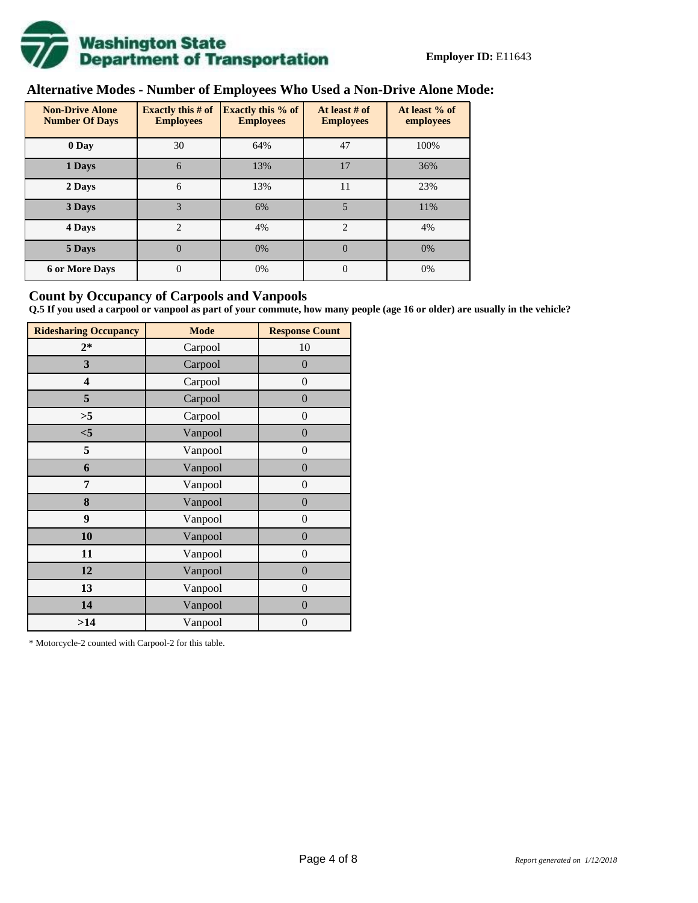**Employer ID:** E11643

## Alternative Modes - Number of Employees Who Used a Non-Drive Alone Mode:

| Non-Drive Alone Number Of Days | Exactly this # of Employees | Exactly this % of Employees | At least # of Employees | At least % of employees |
| --- | --- | --- | --- | --- |
| 0 Day | 30 | 64% | 47 | 100% |
| 1 Days | 6 | 13% | 17 | 36% |
| 2 Days | 6 | 13% | 11 | 23% |
| 3 Days | 3 | 6% | 5 | 11% |
| 4 Days | 2 | 4% | 2 | 4% |
| 5 Days | 0 | 0% | 0 | 0% |
| 6 or More Days | 0 | 0% | 0 | 0% |

## Count by Occupancy of Carpools and Vanpools

**Q.5 If you used a carpool or vanpool as part of your commute, how many people (age 16 or older) are usually in the vehicle?**

| Ridesharing Occupancy | Mode | Response Count |
| --- | --- | --- |
| 2* | Carpool | 10 |
| 3 | Carpool | 0 |
| 4 | Carpool | 0 |
| 5 | Carpool | 0 |
| >5 | Carpool | 0 |
| <5 | Vanpool | 0 |
| 5 | Vanpool | 0 |
| 6 | Vanpool | 0 |
| 7 | Vanpool | 0 |
| 8 | Vanpool | 0 |
| 9 | Vanpool | 0 |
| 10 | Vanpool | 0 |
| 11 | Vanpool | 0 |
| 12 | Vanpool | 0 |
| 13 | Vanpool | 0 |
| 14 | Vanpool | 0 |
| >14 | Vanpool | 0 |

* Motorcycle-2 counted with Carpool-2 for this table.

*Report generated on 1/12/2018*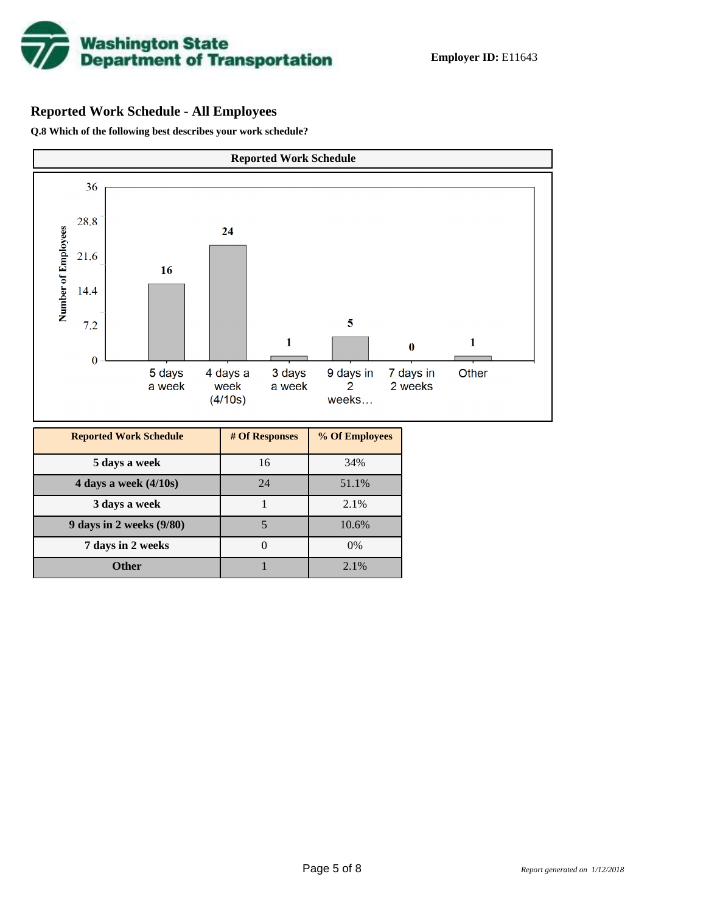**Employer ID:** E11643

## Reported Work Schedule - All Employees

**Q.8 Which of the following best describes your work schedule?**

**Reported Work Schedule**

Number of Employees

36
28.8
21.6
14.4
7.2
0

16
24
1
5
0
1

5 days a week
4 days a week (4/10s)
3 days a week
9 days in 2 weeks…
7 days in 2 weeks
Other

| Reported Work Schedule | # Of Responses | % Of Employees |
|---|---|---|
| 5 days a week | 16 | 34% |
| 4 days a week (4/10s) | 24 | 51.1% |
| 3 days a week | 1 | 2.1% |
| 9 days in 2 weeks (9/80) | 5 | 10.6% |
| 7 days in 2 weeks | 0 | 0% |
| Other | 1 | 2.1% |

*Report generated on 1/12/2018*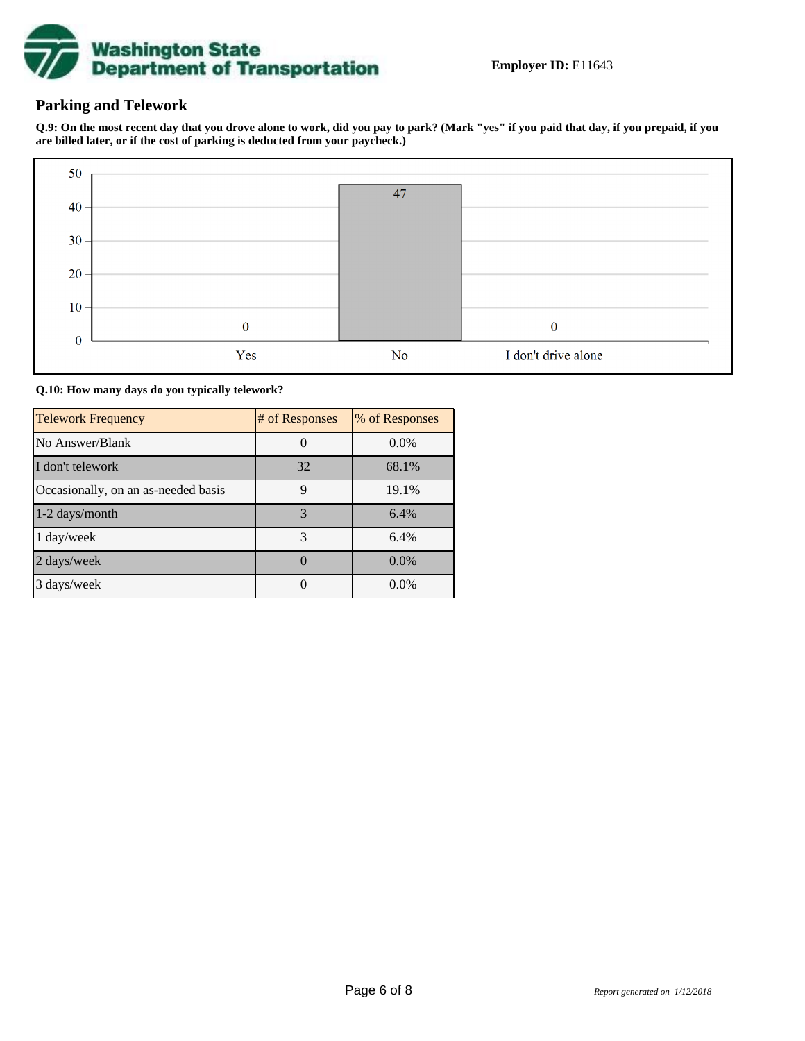**Employer ID:** E11643

## Parking and Telework

**Q.9: On the most recent day that you drove alone to work, did you pay to park? (Mark "yes" if you paid that day, if you prepaid, if you are billed later, or if the cost of parking is deducted from your paycheck.)**

50
40
30
20
10
0

0
Yes

47
No

0
I don't drive alone

**Q.10: How many days do you typically telework?**

| Telework Frequency | # of Responses | % of Responses |
|---|---|---|
| No Answer/Blank | 0 | 0.0% |
| I don't telework | 32 | 68.1% |
| Occasionally, on an as-needed basis | 9 | 19.1% |
| 1-2 days/month | 3 | 6.4% |
| 1 day/week | 3 | 6.4% |
| 2 days/week | 0 | 0.0% |
| 3 days/week | 0 | 0.0% |

*Report generated on 1/12/2018*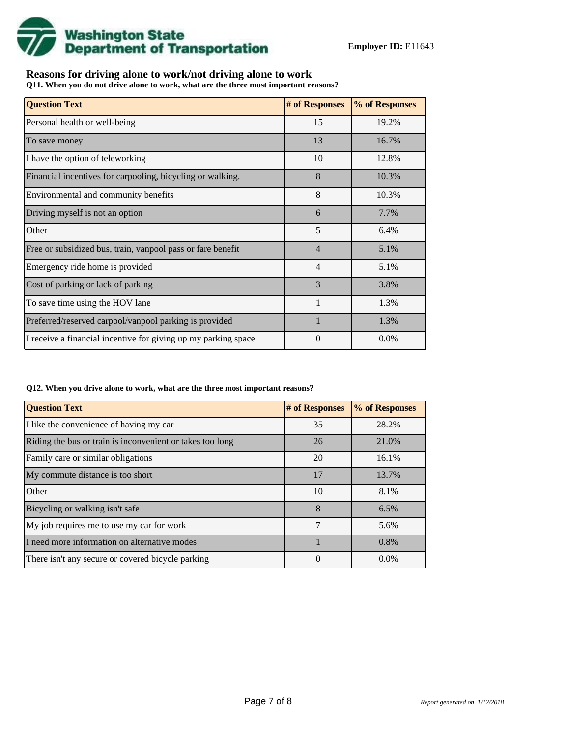**Washington State Department of Transportation**

**Employer ID:** E11643

## Reasons for driving alone to work/not driving alone to work

**Q11. When you do not drive alone to work, what are the three most important reasons?**

| Question Text | # of Responses | % of Responses |
|---|---|---|
| Personal health or well-being | 15 | 19.2% |
| To save money | 13 | 16.7% |
| I have the option of teleworking | 10 | 12.8% |
| Financial incentives for carpooling, bicycling or walking. | 8 | 10.3% |
| Environmental and community benefits | 8 | 10.3% |
| Driving myself is not an option | 6 | 7.7% |
| Other | 5 | 6.4% |
| Free or subsidized bus, train, vanpool pass or fare benefit | 4 | 5.1% |
| Emergency ride home is provided | 4 | 5.1% |
| Cost of parking or lack of parking | 3 | 3.8% |
| To save time using the HOV lane | 1 | 1.3% |
| Preferred/reserved carpool/vanpool parking is provided | 1 | 1.3% |
| I receive a financial incentive for giving up my parking space | 0 | 0.0% |

**Q12. When you drive alone to work, what are the three most important reasons?**

| Question Text | # of Responses | % of Responses |
|---|---|---|
| I like the convenience of having my car | 35 | 28.2% |
| Riding the bus or train is inconvenient or takes too long | 26 | 21.0% |
| Family care or similar obligations | 20 | 16.1% |
| My commute distance is too short | 17 | 13.7% |
| Other | 10 | 8.1% |
| Bicycling or walking isn't safe | 8 | 6.5% |
| My job requires me to use my car for work | 7 | 5.6% |
| I need more information on alternative modes | 1 | 0.8% |
| There isn't any secure or covered bicycle parking | 0 | 0.0% |

*Report generated on 1/12/2018*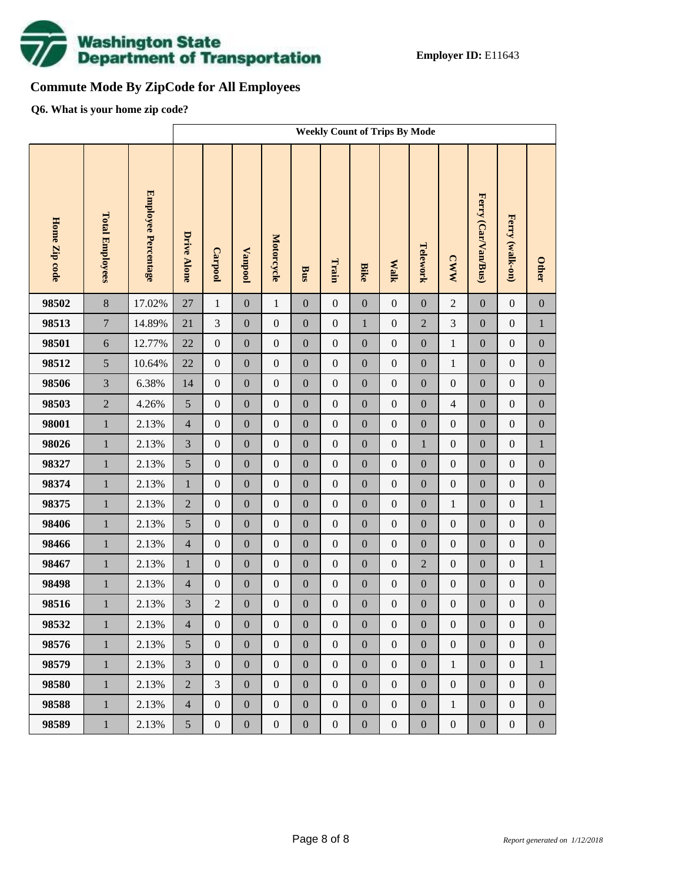**Employer ID:** E11643

# Commute Mode By ZipCode for All Employees

**Q6. What is your home zip code?**

| | | | Weekly Count of Trips By Mode | | | | | | | | | | | | |
|---|---|---|---|---|---|---|---|---|---|---|---|---|---|---|---|
| Home Zip code | Total Employees | Employee Percentage | Drive Alone | Carpool | Vanpool | Motorcycle | Bus | Train | Bike | Walk | Telework | CWW | Ferry (Car/Van/Bus) | Ferry (walk-on) | Other |
| 98502 | 8 | 17.02% | 27 | 1 | 0 | 1 | 0 | 0 | 0 | 0 | 0 | 2 | 0 | 0 | 0 |
| 98513 | 7 | 14.89% | 21 | 3 | 0 | 0 | 0 | 0 | 1 | 0 | 2 | 3 | 0 | 0 | 1 |
| 98501 | 6 | 12.77% | 22 | 0 | 0 | 0 | 0 | 0 | 0 | 0 | 0 | 1 | 0 | 0 | 0 |
| 98512 | 5 | 10.64% | 22 | 0 | 0 | 0 | 0 | 0 | 0 | 0 | 0 | 1 | 0 | 0 | 0 |
| 98506 | 3 | 6.38% | 14 | 0 | 0 | 0 | 0 | 0 | 0 | 0 | 0 | 0 | 0 | 0 | 0 |
| 98503 | 2 | 4.26% | 5 | 0 | 0 | 0 | 0 | 0 | 0 | 0 | 0 | 4 | 0 | 0 | 0 |
| 98001 | 1 | 2.13% | 4 | 0 | 0 | 0 | 0 | 0 | 0 | 0 | 0 | 0 | 0 | 0 | 0 |
| 98026 | 1 | 2.13% | 3 | 0 | 0 | 0 | 0 | 0 | 0 | 0 | 1 | 0 | 0 | 0 | 1 |
| 98327 | 1 | 2.13% | 5 | 0 | 0 | 0 | 0 | 0 | 0 | 0 | 0 | 0 | 0 | 0 | 0 |
| 98374 | 1 | 2.13% | 1 | 0 | 0 | 0 | 0 | 0 | 0 | 0 | 0 | 0 | 0 | 0 | 0 |
| 98375 | 1 | 2.13% | 2 | 0 | 0 | 0 | 0 | 0 | 0 | 0 | 0 | 1 | 0 | 0 | 1 |
| 98406 | 1 | 2.13% | 5 | 0 | 0 | 0 | 0 | 0 | 0 | 0 | 0 | 0 | 0 | 0 | 0 |
| 98466 | 1 | 2.13% | 4 | 0 | 0 | 0 | 0 | 0 | 0 | 0 | 0 | 0 | 0 | 0 | 0 |
| 98467 | 1 | 2.13% | 1 | 0 | 0 | 0 | 0 | 0 | 0 | 0 | 2 | 0 | 0 | 0 | 1 |
| 98498 | 1 | 2.13% | 4 | 0 | 0 | 0 | 0 | 0 | 0 | 0 | 0 | 0 | 0 | 0 | 0 |
| 98516 | 1 | 2.13% | 3 | 2 | 0 | 0 | 0 | 0 | 0 | 0 | 0 | 0 | 0 | 0 | 0 |
| 98532 | 1 | 2.13% | 4 | 0 | 0 | 0 | 0 | 0 | 0 | 0 | 0 | 0 | 0 | 0 | 0 |
| 98576 | 1 | 2.13% | 5 | 0 | 0 | 0 | 0 | 0 | 0 | 0 | 0 | 0 | 0 | 0 | 0 |
| 98579 | 1 | 2.13% | 3 | 0 | 0 | 0 | 0 | 0 | 0 | 0 | 0 | 1 | 0 | 0 | 1 |
| 98580 | 1 | 2.13% | 2 | 3 | 0 | 0 | 0 | 0 | 0 | 0 | 0 | 0 | 0 | 0 | 0 |
| 98588 | 1 | 2.13% | 4 | 0 | 0 | 0 | 0 | 0 | 0 | 0 | 0 | 1 | 0 | 0 | 0 |
| 98589 | 1 | 2.13% | 5 | 0 | 0 | 0 | 0 | 0 | 0 | 0 | 0 | 0 | 0 | 0 | 0 |

*Report generated on 1/12/2018*